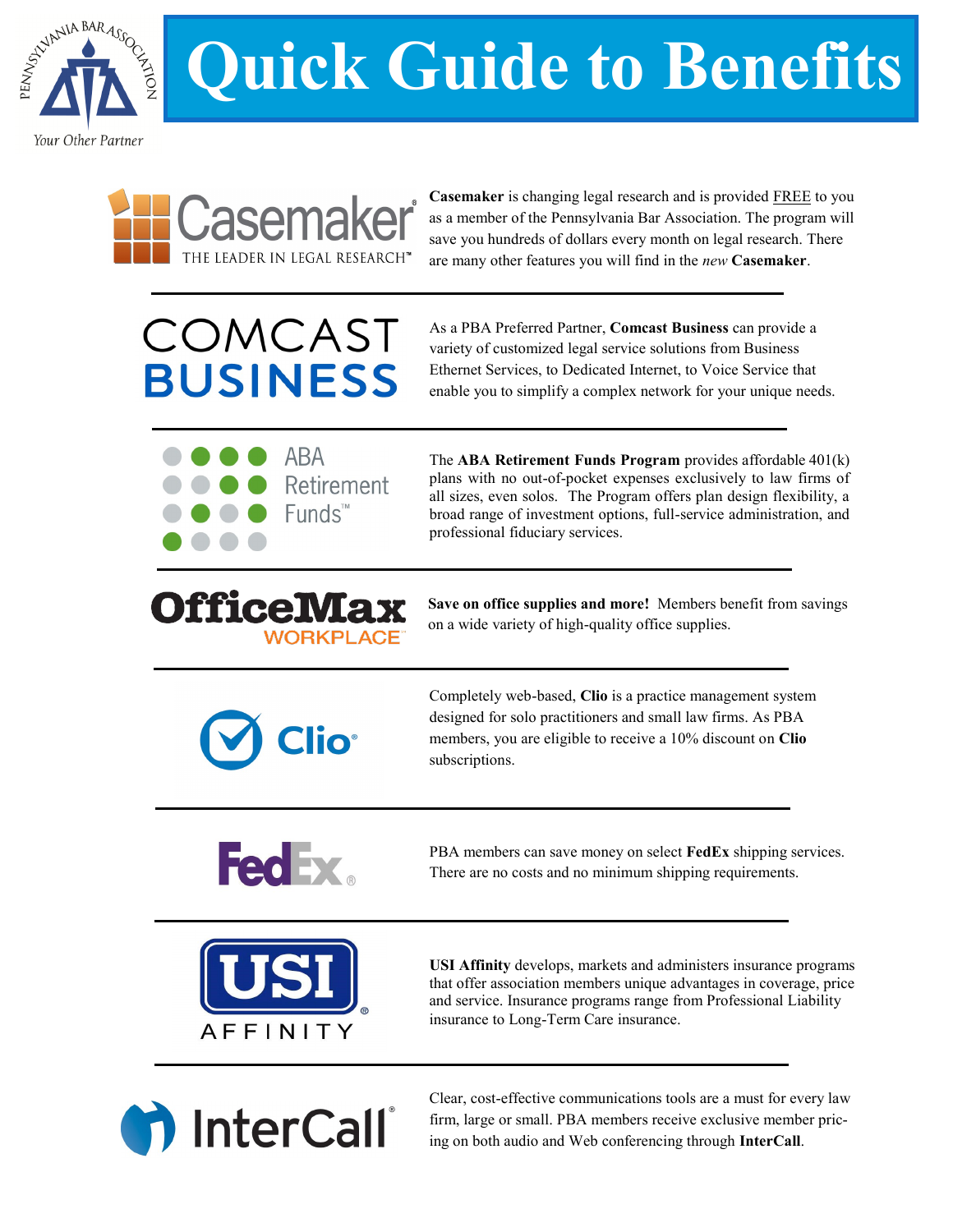# Quick Guide to Benefits

**Casemaker** is changing legal research and is provided FREE to you as a member of the Pennsylvania Bar Association. The program will save you hundreds of dollars every month on legal research. There are many other features you will find in the *new* **Casemaker**.

---

As a PBA Preferred Partner, **Comcast Business** can provide a variety of customized legal service solutions from Business Ethernet Services, to Dedicated Internet, to Voice Service that enable you to simplify a complex network for your unique needs.

---

The **ABA Retirement Funds Program** provides affordable 401(k) plans with no out-of-pocket expenses exclusively to law firms of all sizes, even solos. The Program offers plan design flexibility, a broad range of investment options, full-service administration, and professional fiduciary services.

---

**Save on office supplies and more!** Members benefit from savings on a wide variety of high-quality office supplies.

---

Completely web-based, **Clio** is a practice management system designed for solo practitioners and small law firms. As PBA members, you are eligible to receive a 10% discount on **Clio** subscriptions.

---

PBA members can save money on select **FedEx** shipping services. There are no costs and no minimum shipping requirements.

---

**USI Affinity** develops, markets and administers insurance programs that offer association members unique advantages in coverage, price and service. Insurance programs range from Professional Liability insurance to Long-Term Care insurance.

---

Clear, cost-effective communications tools are a must for every law firm, large or small. PBA members receive exclusive member pricing on both audio and Web conferencing through **InterCall**.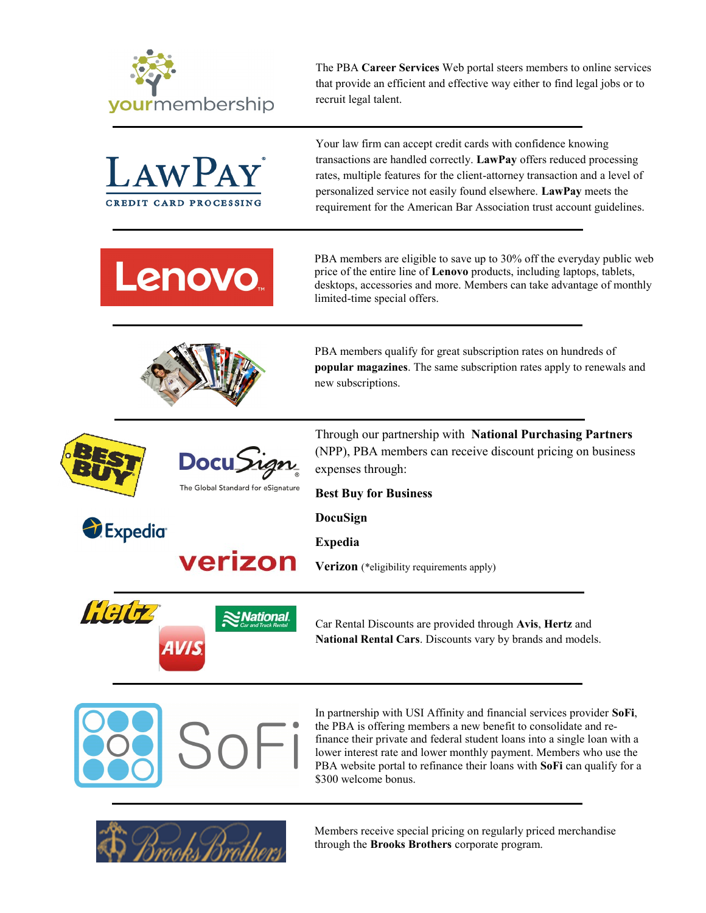The PBA **Career Services** Web portal steers members to online services that provide an efficient and effective way either to find legal jobs or to recruit legal talent.

---

Your law firm can accept credit cards with confidence knowing transactions are handled correctly. **LawPay** offers reduced processing rates, multiple features for the client-attorney transaction and a level of personalized service not easily found elsewhere. **LawPay** meets the requirement for the American Bar Association trust account guidelines.

---

PBA members are eligible to save up to 30% off the everyday public web price of the entire line of **Lenovo** products, including laptops, tablets, desktops, accessories and more. Members can take advantage of monthly limited-time special offers.

---

PBA members qualify for great subscription rates on hundreds of **popular magazines**. The same subscription rates apply to renewals and new subscriptions.

---

Through our partnership with **National Purchasing Partners** (NPP), PBA members can receive discount pricing on business expenses through:

**Best Buy for Business**

**DocuSign**

**Expedia**

**Verizon** (*eligibility requirements apply)

---

Car Rental Discounts are provided through **Avis**, **Hertz** and **National Rental Cars**. Discounts vary by brands and models.

---

In partnership with USI Affinity and financial services provider **SoFi**, the PBA is offering members a new benefit to consolidate and re-finance their private and federal student loans into a single loan with a lower interest rate and lower monthly payment. Members who use the PBA website portal to refinance their loans with **SoFi** can qualify for a $300 welcome bonus.

---

Members receive special pricing on regularly priced merchandise through the **Brooks Brothers** corporate program.